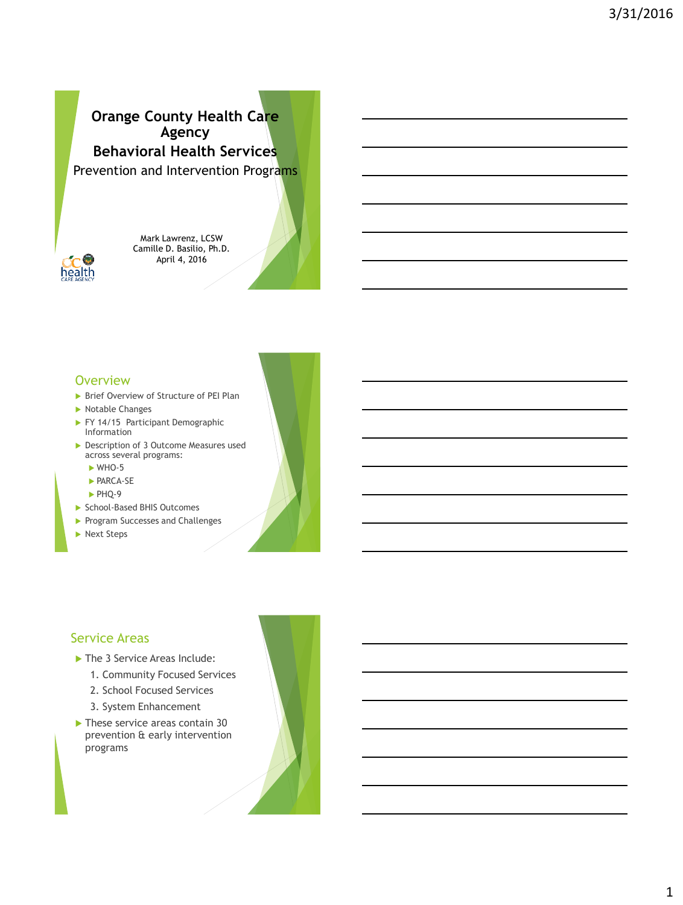# Orange County Health Care Agency

## Behavioral Health Services

Prevention and Intervention Programs

Mark Lawrenz, LCSW
Camille D. Basilio, Ph.D.
April 4, 2016

## Overview

- Brief Overview of Structure of PEI Plan
- Notable Changes
- FY 14/15 Participant Demographic Information
- Description of 3 Outcome Measures used across several programs:
  - WHO-5
  - PARCA-SE
  - PHQ-9
- School-Based BHIS Outcomes
- Program Successes and Challenges
- Next Steps

## Service Areas

- The 3 Service Areas Include:
  1. Community Focused Services
  2. School Focused Services
  3. System Enhancement
- These service areas contain 30 prevention & early intervention programs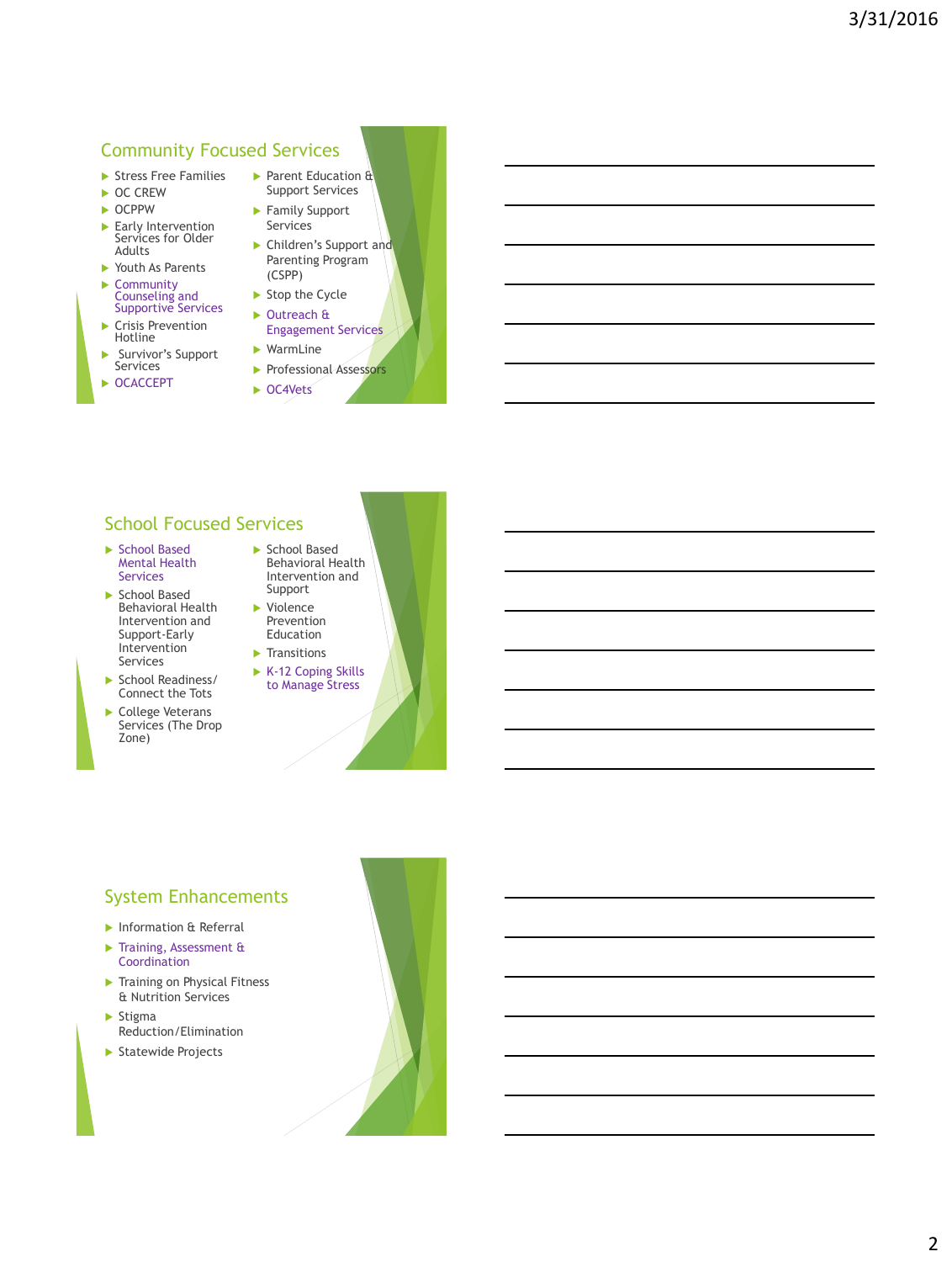## Community Focused Services

- Stress Free Families
- OC CREW
- OCPPW
- Early Intervention Services for Older Adults
- Youth As Parents
- Community Counseling and Supportive Services
- Crisis Prevention Hotline
- Survivor's Support Services
- OCACCEPT
- Parent Education & Support Services
- Family Support Services
- Children's Support and Parenting Program (CSPP)
- Stop the Cycle
- Outreach & Engagement Services
- WarmLine
- Professional Assessors
- OC4Vets

## School Focused Services

- School Based Mental Health Services
- School Based Behavioral Health Intervention and Support-Early Intervention Services
- School Readiness/ Connect the Tots
- College Veterans Services (The Drop Zone)
- School Based Behavioral Health Intervention and Support
- Violence Prevention Education
- Transitions
- K-12 Coping Skills to Manage Stress

## System Enhancements

- Information & Referral
- Training, Assessment & Coordination
- Training on Physical Fitness & Nutrition Services
- Stigma Reduction/Elimination
- Statewide Projects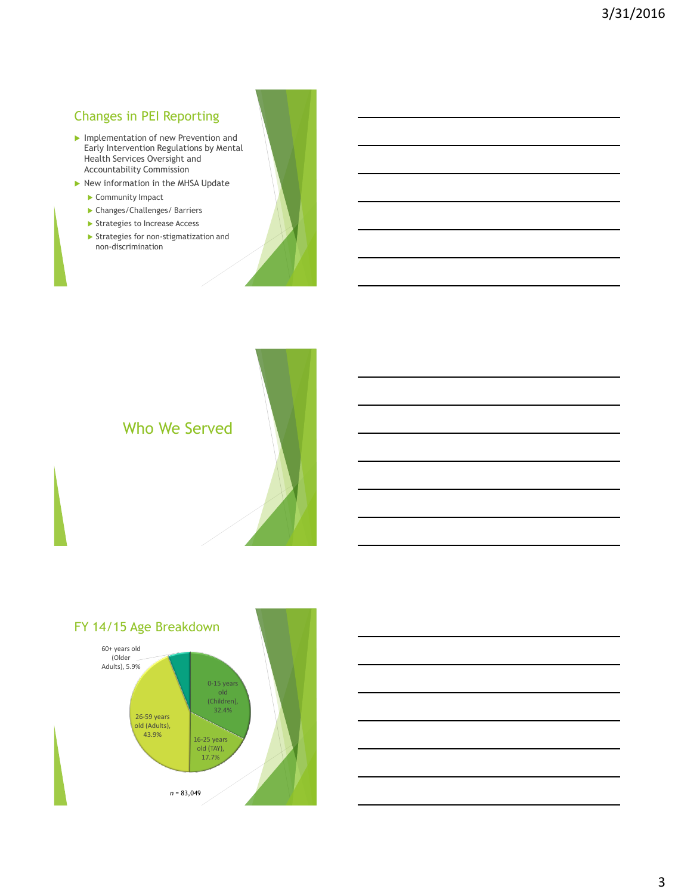## Changes in PEI Reporting

- Implementation of new Prevention and Early Intervention Regulations by Mental Health Services Oversight and Accountability Commission
- New information in the MHSA Update
  - Community Impact
  - Changes/Challenges/ Barriers
  - Strategies to Increase Access
  - Strategies for non-stigmatization and non-discrimination

## Who We Served

## FY 14/15 Age Breakdown

| Age Group | Percentage |
|---|---|
| 0-15 years old (Children) | 32.4% |
| 16-25 years old (TAY) | 17.7% |
| 26-59 years old (Adults) | 43.9% |
| 60+ years old (Older Adults) | 5.9% |

*n* = 83,049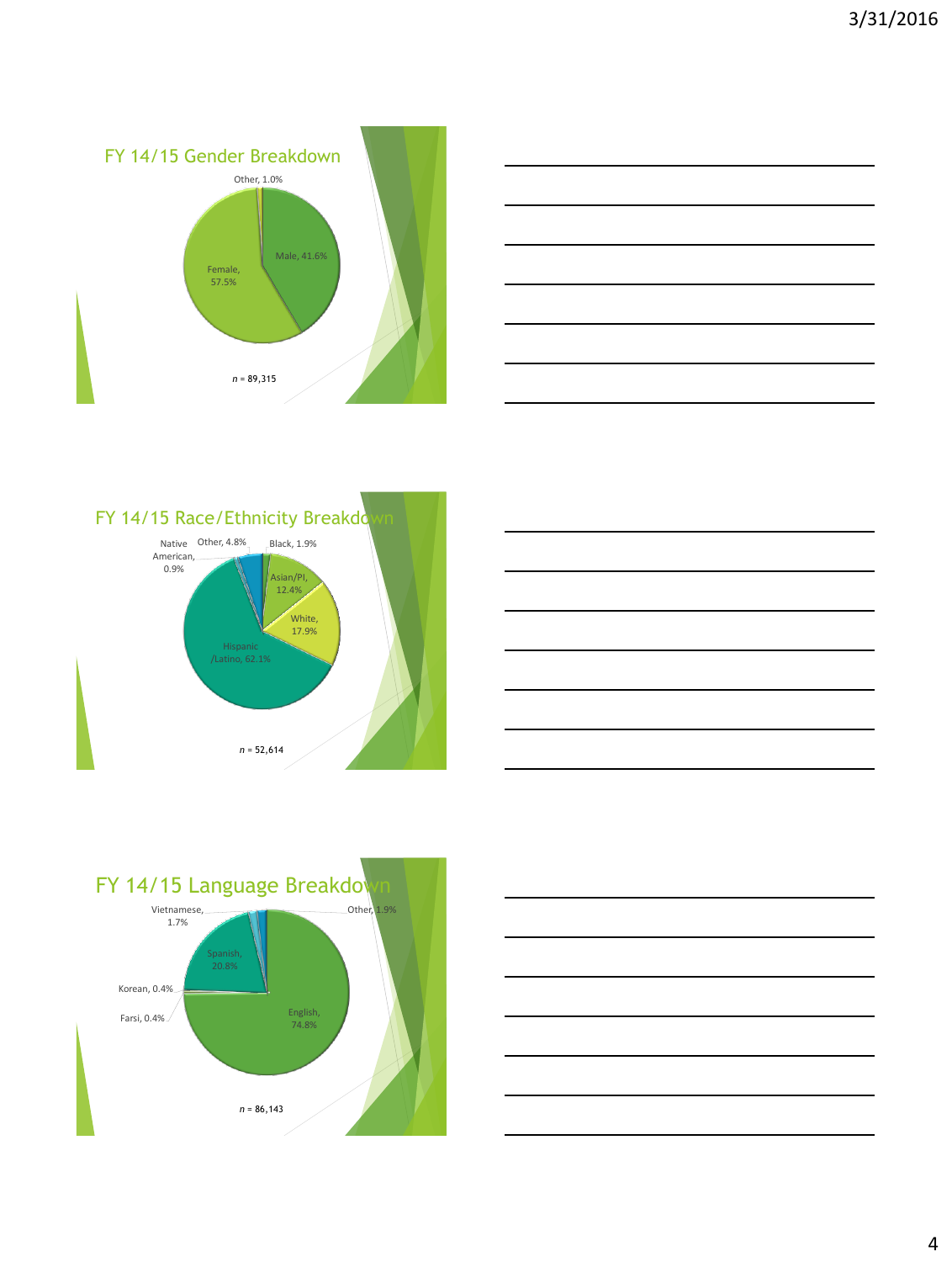## FY 14/15 Gender Breakdown

Other, 1.0%

Male, 41.6%

Female, 57.5%

$n$ = 89,315

## FY 14/15 Race/Ethnicity Breakdown

Native American, 0.9%

Other, 4.8%

Black, 1.9%

Asian/PI, 12.4%

White, 17.9%

Hispanic /Latino, 62.1%

$n$ = 52,614

## FY 14/15 Language Breakdown

Vietnamese, 1.7%

Other, 1.9%

Spanish, 20.8%

Korean, 0.4%

Farsi, 0.4%

English, 74.8%

$n$ = 86,143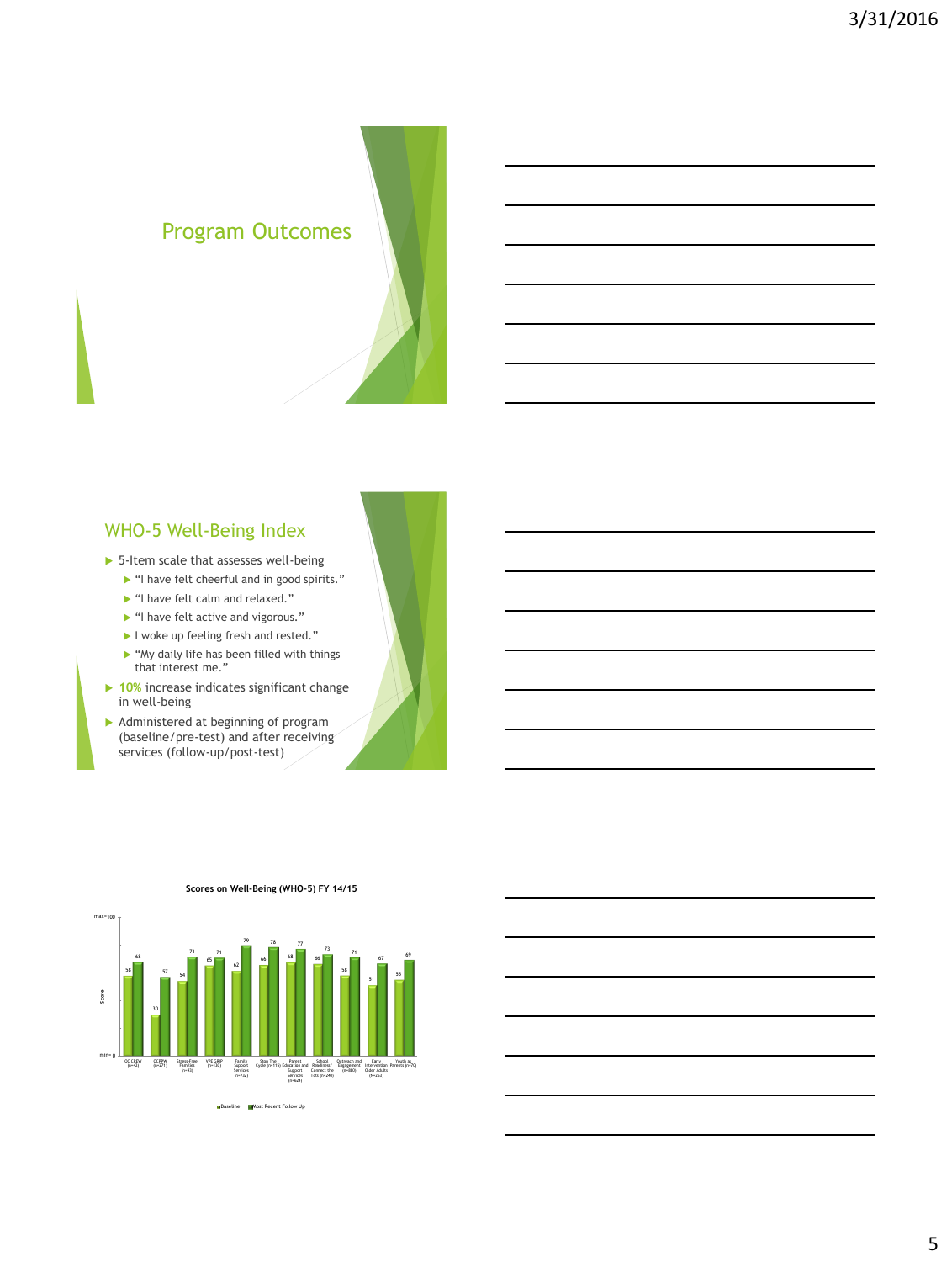## Program Outcomes

## WHO-5 Well-Being Index

- 5-Item scale that assesses well-being
  - "I have felt cheerful and in good spirits."
  - "I have felt calm and relaxed."
  - "I have felt active and vigorous."
  - I woke up feeling fresh and rested."
  - "My daily life has been filled with things that interest me."
- 10% increase indicates significant change in well-being
- Administered at beginning of program (baseline/pre-test) and after receiving services (follow-up/post-test)

**Scores on Well-Being (WHO-5) FY 14/15**

| Program | Baseline | Most Recent Follow Up |
|---|---|---|
| OC CREW (n=42) | 58 | 68 |
| OCPPW (n=271) | 30 | 57 |
| Stress Free Families (n=43) | 54 | 71 |
| VPE GRIP (n=130) | 65 | 71 |
| Family Support Services (n=732) | 62 | 79 |
| Stop The Cycle (n=115) | 66 | 78 |
| Parent Education and Support Services (n=624) | 68 | 77 |
| School Readiness/ Connect the Tots (n=240) | 66 | 73 |
| Outreach and Engagement (n=880) | 58 | 71 |
| Early Intervention Older Adults (N=262) | 51 | 67 |
| Youth as Parents (n=70) | 55 | 69 |

Score axis: min= 0 to max=100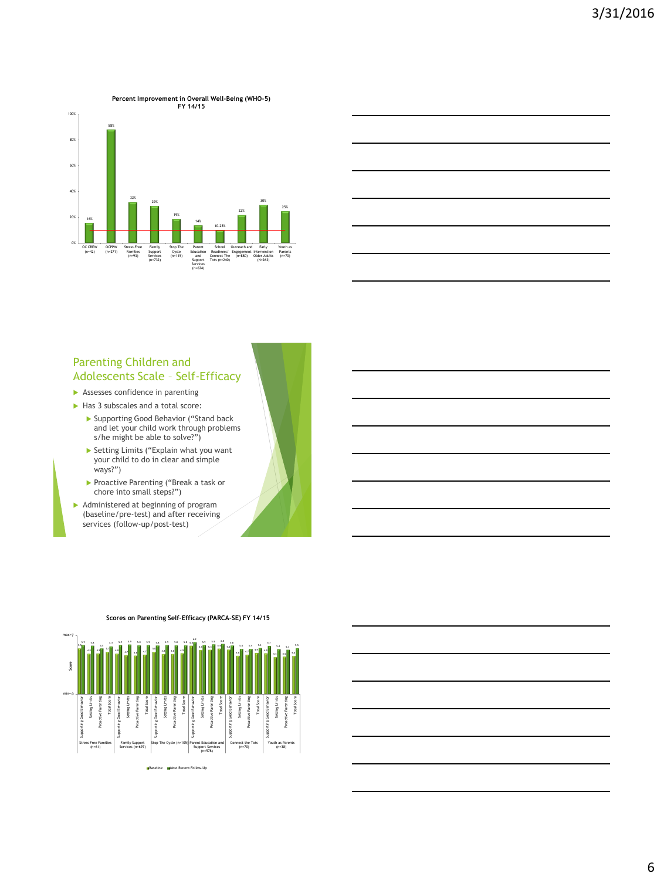**Percent Improvement in Overall Well-Being (WHO-5) FY 14/15**

| Program | Percent Improvement |
|---|---|
| OC CREW (n=42) | 16% |
| OCPPW (n=271) | 88% |
| Stress-Free Families (n=93) | 32% |
| Family Support Services (n=732) | 29% |
| Stop The Cycle (n=115) | 19% |
| Parent Education and Support Services (n=624) | 14% |
| School Readiness/ Connect The Tots (n=240) | 10.25% |
| Outreach and Engagement (n=880) | 22% |
| Early Intervention Older Adults (N=263) | 30% |
| Youth as Parents (n=70) | 25% |

## Parenting Children and Adolescents Scale – Self-Efficacy

- Assesses confidence in parenting
- Has 3 subscales and a total score:
  - Supporting Good Behavior ("Stand back and let your child work through problems s/he might be able to solve?")
  - Setting Limits ("Explain what you want your child to do in clear and simple ways?")
  - Proactive Parenting ("Break a task or chore into small steps?")
- Administered at beginning of program (baseline/pre-test) and after receiving services (follow-up/post-test)

**Scores on Parenting Self-Efficacy (PARCA-SE) FY 14/15**

Score scale: min= 0, max= 7

Programs: Stress Free Families (n=61); Family Support Services (n=697); Stop The Cycle (n=105); Parent Education and Support Services (n=578); Connect the Tots (n=70); Youth as Parents (n=38)

Subscales per program: Supporting Good Behavior, Setting Limits, Proactive Parenting, Total Score

Legend: Baseline; Most Recent Follow-Up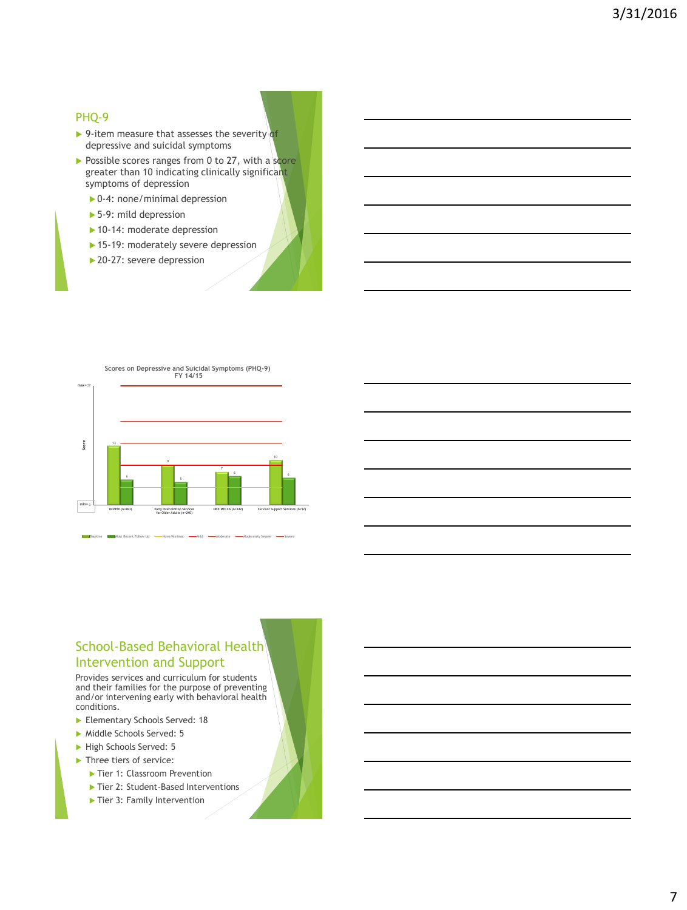## PHQ-9

- 9-item measure that assesses the severity of depressive and suicidal symptoms
- Possible scores ranges from 0 to 27, with a score greater than 10 indicating clinically significant symptoms of depression
  - 0-4: none/minimal depression
  - 5-9: mild depression
  - 10-14: moderate depression
  - 15-19: moderately severe depression
  - 20-27: severe depression

Scores on Depressive and Suicidal Symptoms (PHQ-9)
FY 14/15

| Program | Baseline | Most Recent Follow Up |
| --- | --- | --- |
| OCPPW (n=263) | 13 | 6 |
| Early Intervention Services for Older Adults (n=240) | 9 | 5 |
| OBE MECCA (n=142) | 7 | 6 |
| Survivor Support Services (n=52) | 10 | 6 |

Score: min=0, max=27

Legend: Baseline, Most Recent Follow Up, None/Minimal, Mild, Moderate, Moderately Severe, Severe

## School-Based Behavioral Health Intervention and Support

Provides services and curriculum for students and their families for the purpose of preventing and/or intervening early with behavioral health conditions.

- Elementary Schools Served: 18
- Middle Schools Served: 5
- High Schools Served: 5
- Three tiers of service:
  - Tier 1: Classroom Prevention
  - Tier 2: Student-Based Interventions
  - Tier 3: Family Intervention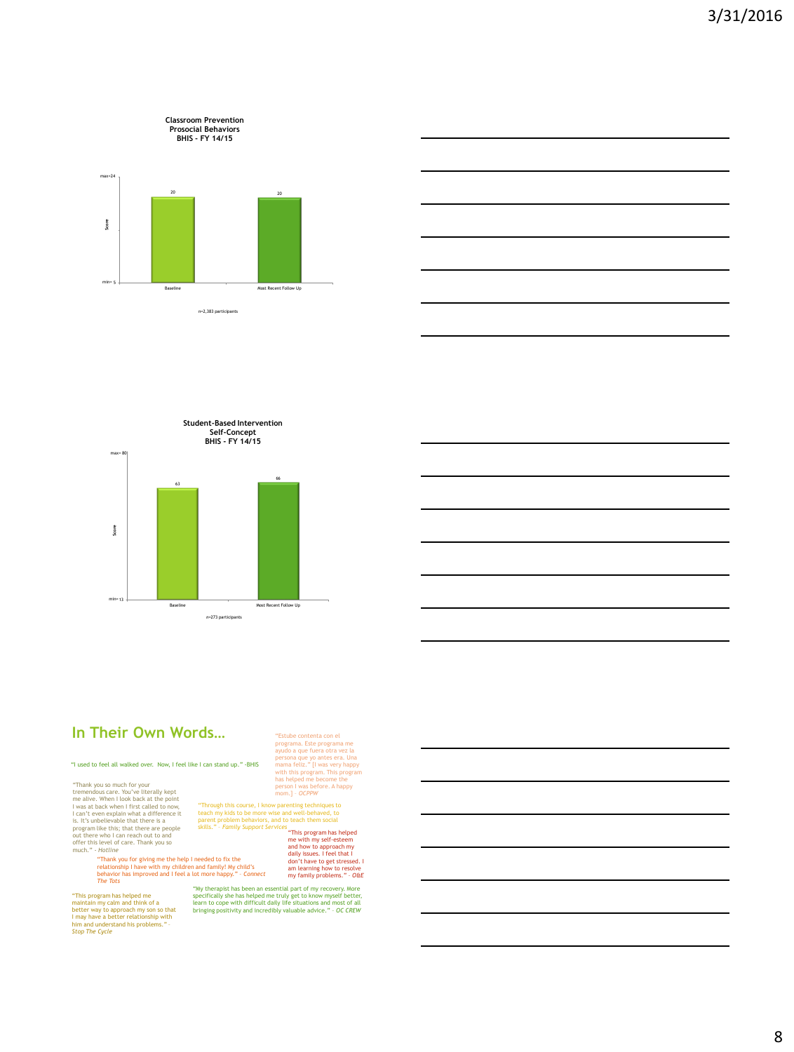**Classroom Prevention**
**Prosocial Behaviors**
**BHIS - FY 14/15**

max=24

| | Baseline | Most Recent Follow Up |
|---|---|---|
| Score | 20 | 20 |

min= 5

n=2,383 participants

**Student-Based Intervention**
**Self-Concept**
**BHIS - FY 14/15**

max= 80

| | Baseline | Most Recent Follow Up |
|---|---|---|
| Score | 63 | 66 |

min= 13

n=273 participants

## In Their Own Words…

"I used to feel all walked over. Now, I feel like I can stand up." -BHIS

"Estube contenta con el programa. Este programa me ayudo a que fuera otra vez la persona que yo antes era. Una mama feliz." [I was very happy with this program. This program has helped me become the person I was before. A happy mom.] – *OCPPW*

"Thank you so much for your tremendous care. You've literally kept me alive. When I look back at the point I was at back when I first called to now, I can't even explain what a difference it is. It's unbelievable that there is a program like this; that there are people out there who I can reach out to and offer this level of care. Thank you so much." – *Hotline*

"Through this course, I know parenting techniques to teach my kids to be more wise and well-behaved, to parent problem behaviors, and to teach them social skills." – *Family Support Services*

"This program has helped me with my self-esteem and how to approach my daily issues. I feel that I don't have to get stressed. I am learning how to resolve my family problems." – *O&E*

"Thank you for giving me the help I needed to fix the relationship I have with my children and family! My child's behavior has improved and I feel a lot more happy." – *Connect The Tots*

"This program has helped me maintain my calm and think of a better way to approach my son so that I may have a better relationship with him and understand his problems." – *Stop The Cycle*

"My therapist has been an essential part of my recovery. More specifically she has helped me truly get to know myself better, learn to cope with difficult daily life situations and most of all bringing positivity and incredibly valuable advice." – *OC CREW*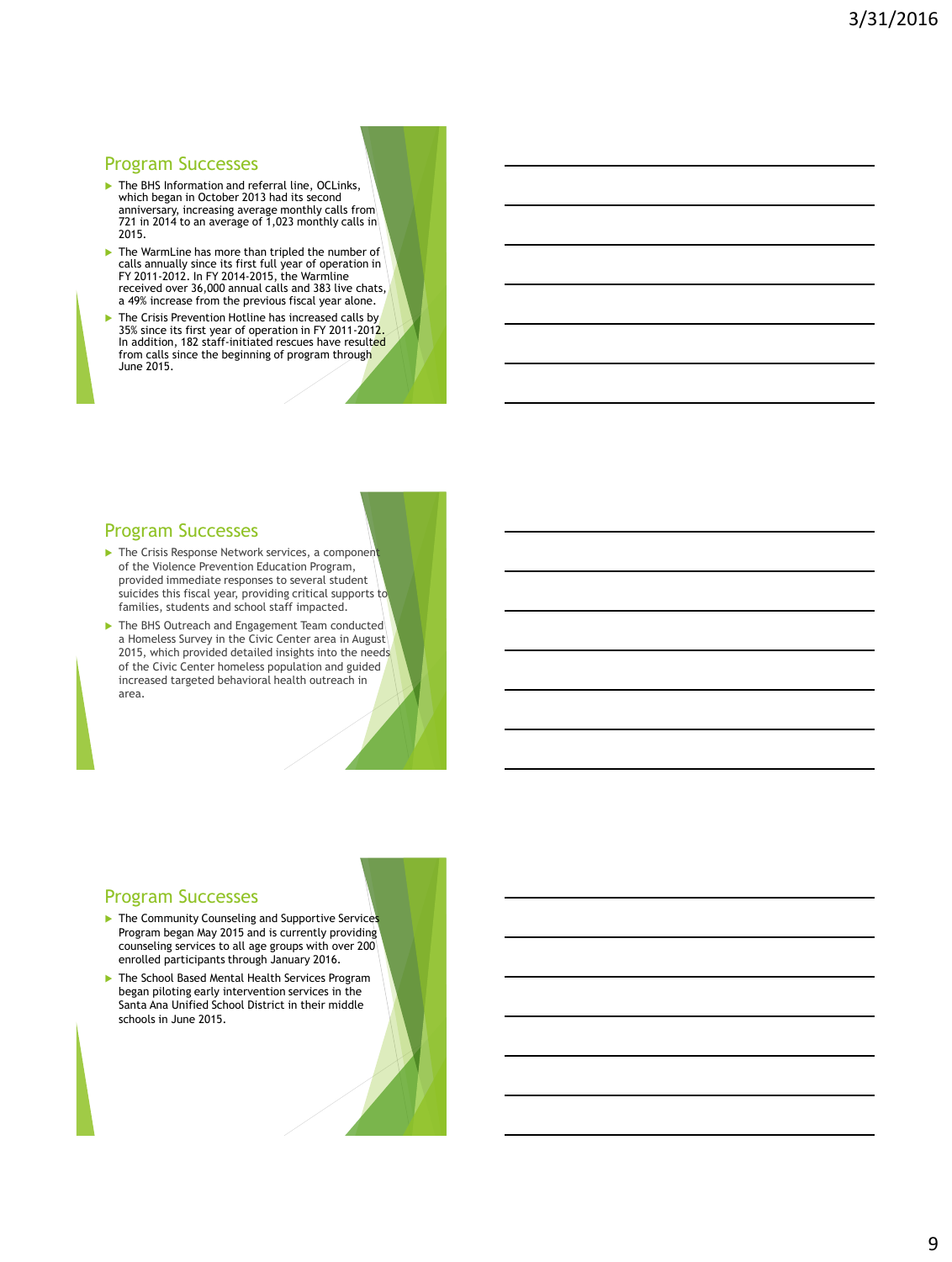## Program Successes

- The BHS Information and referral line, OCLinks, which began in October 2013 had its second anniversary, increasing average monthly calls from 721 in 2014 to an average of 1,023 monthly calls in 2015.
- The WarmLine has more than tripled the number of calls annually since its first full year of operation in FY 2011-2012. In FY 2014-2015, the Warmline received over 36,000 annual calls and 383 live chats, a 49% increase from the previous fiscal year alone.
- The Crisis Prevention Hotline has increased calls by 35% since its first year of operation in FY 2011-2012. In addition, 182 staff-initiated rescues have resulted from calls since the beginning of program through June 2015.

## Program Successes

- The Crisis Response Network services, a component of the Violence Prevention Education Program, provided immediate responses to several student suicides this fiscal year, providing critical supports to families, students and school staff impacted.
- The BHS Outreach and Engagement Team conducted a Homeless Survey in the Civic Center area in August 2015, which provided detailed insights into the needs of the Civic Center homeless population and guided increased targeted behavioral health outreach in area.

## Program Successes

- The Community Counseling and Supportive Services Program began May 2015 and is currently providing counseling services to all age groups with over 200 enrolled participants through January 2016.
- The School Based Mental Health Services Program began piloting early intervention services in the Santa Ana Unified School District in their middle schools in June 2015.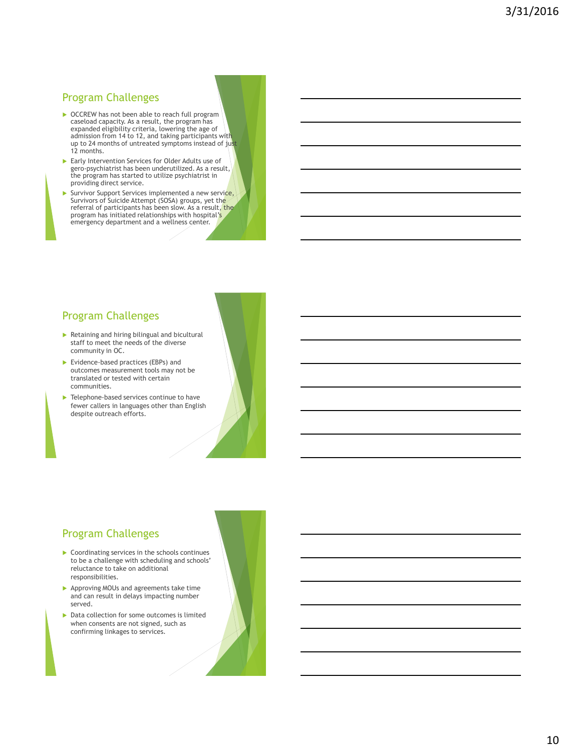## Program Challenges

- OCCREW has not been able to reach full program caseload capacity. As a result, the program has expanded eligibility criteria, lowering the age of admission from 14 to 12, and taking participants with up to 24 months of untreated symptoms instead of just 12 months.
- Early Intervention Services for Older Adults use of gero-psychiatrist has been underutilized. As a result, the program has started to utilize psychiatrist in providing direct service.
- Survivor Support Services implemented a new service, Survivors of Suicide Attempt (SOSA) groups, yet the referral of participants has been slow. As a result, the program has initiated relationships with hospital's emergency department and a wellness center.

## Program Challenges

- Retaining and hiring bilingual and bicultural staff to meet the needs of the diverse community in OC.
- Evidence-based practices (EBPs) and outcomes measurement tools may not be translated or tested with certain communities.
- Telephone-based services continue to have fewer callers in languages other than English despite outreach efforts.

## Program Challenges

- Coordinating services in the schools continues to be a challenge with scheduling and schools' reluctance to take on additional responsibilities.
- Approving MOUs and agreements take time and can result in delays impacting number served.
- Data collection for some outcomes is limited when consents are not signed, such as confirming linkages to services.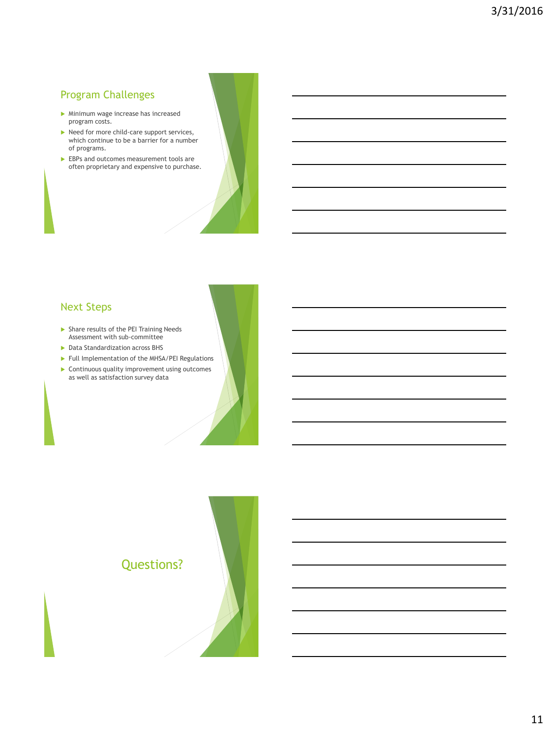## Program Challenges

- Minimum wage increase has increased program costs.
- Need for more child-care support services, which continue to be a barrier for a number of programs.
- EBPs and outcomes measurement tools are often proprietary and expensive to purchase.

## Next Steps

- Share results of the PEI Training Needs Assessment with sub-committee
- Data Standardization across BHS
- Full Implementation of the MHSA/PEI Regulations
- Continuous quality improvement using outcomes as well as satisfaction survey data

## Questions?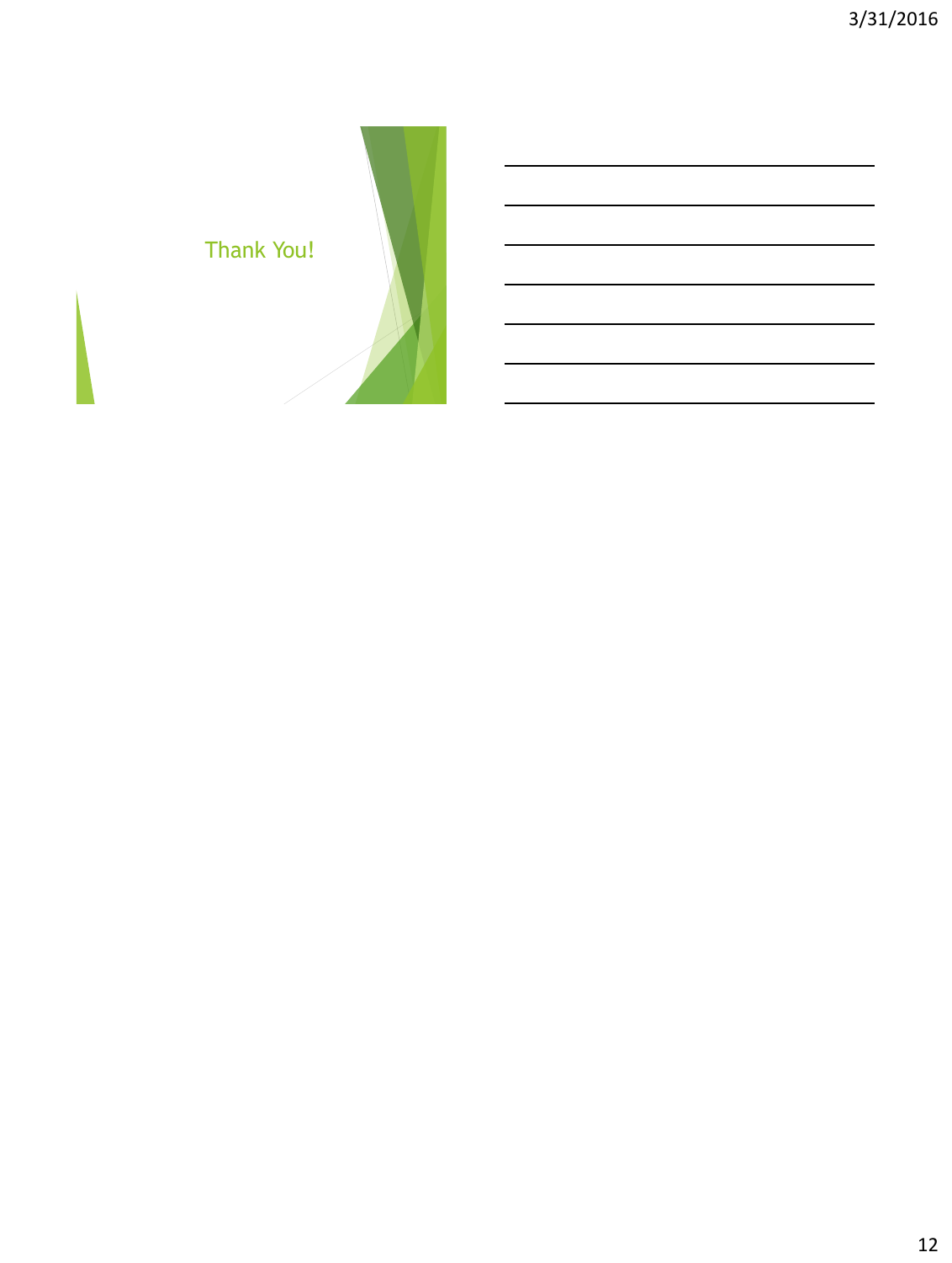Thank You!